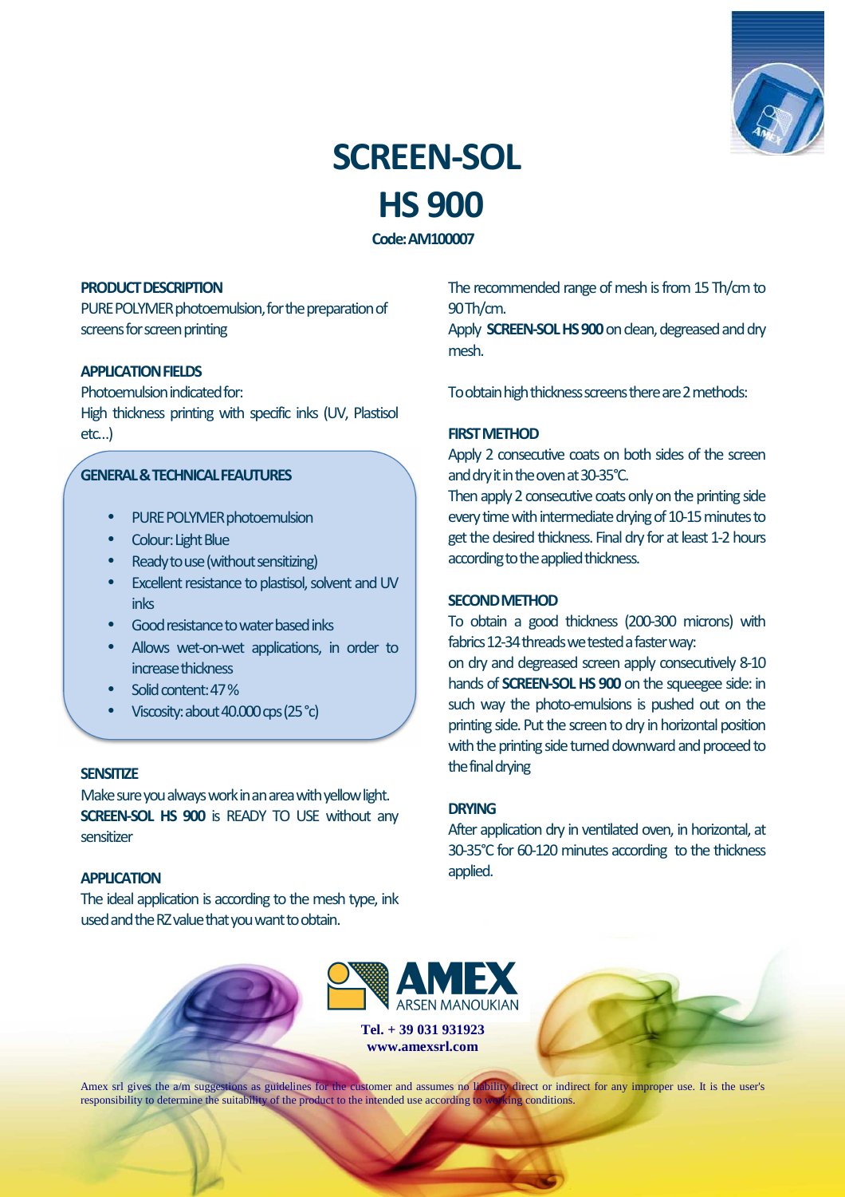# SCREEN-SOL
# HS 900

**Code: AM100007**

## PRODUCT DESCRIPTION

PURE POLYMER photoemulsion, for the preparation of screens for screen printing

## APPLICATION FIELDS

Photoemulsion indicated for:
High thickness printing with specific inks (UV, Plastisol etc...)

## GENERAL & TECHNICAL FEAUTURES

- PURE POLYMER photoemulsion
- Colour: Light Blue
- Ready to use (without sensitizing)
- Excellent resistance to plastisol, solvent and UV inks
- Good resistance to water based inks
- Allows wet-on-wet applications, in order to increase thickness
- Solid content: 47 %
- Viscosity: about 40.000 cps (25 °c)

## SENSITIZE

Make sure you always work in an area with yellow light.
**SCREEN-SOL HS 900** is READY TO USE without any sensitizer

## APPLICATION

The ideal application is according to the mesh type, ink used and the RZ value that you want to obtain.

The recommended range of mesh is from 15 Th/cm to 90 Th/cm.
Apply **SCREEN-SOL HS 900** on clean, degreased and dry mesh.

To obtain high thickness screens there are 2 methods:

## FIRST METHOD

Apply 2 consecutive coats on both sides of the screen and dry it in the oven at 30-35°C.
Then apply 2 consecutive coats only on the printing side every time with intermediate drying of 10-15 minutes to get the desired thickness. Final dry for at least 1-2 hours according to the applied thickness.

## SECOND METHOD

To obtain a good thickness (200-300 microns) with fabrics 12-34 threads we tested a faster way:
on dry and degreased screen apply consecutively 8-10 hands of **SCREEN-SOL HS 900** on the squeegee side: in such way the photo-emulsions is pushed out on the printing side. Put the screen to dry in horizontal position with the printing side turned downward and proceed to the final drying

## DRYING

After application dry in ventilated oven, in horizontal, at 30-35°C for 60-120 minutes according to the thickness applied.

**AMEX** ARSEN MANOUKIAN

**Tel. + 39 031 931923**
**www.amexsrl.com**

Amex srl gives the a/m suggestions as guidelines for the customer and assumes no liability direct or indirect for any improper use. It is the user's responsibility to determine the suitability of the product to the intended use according to working conditions.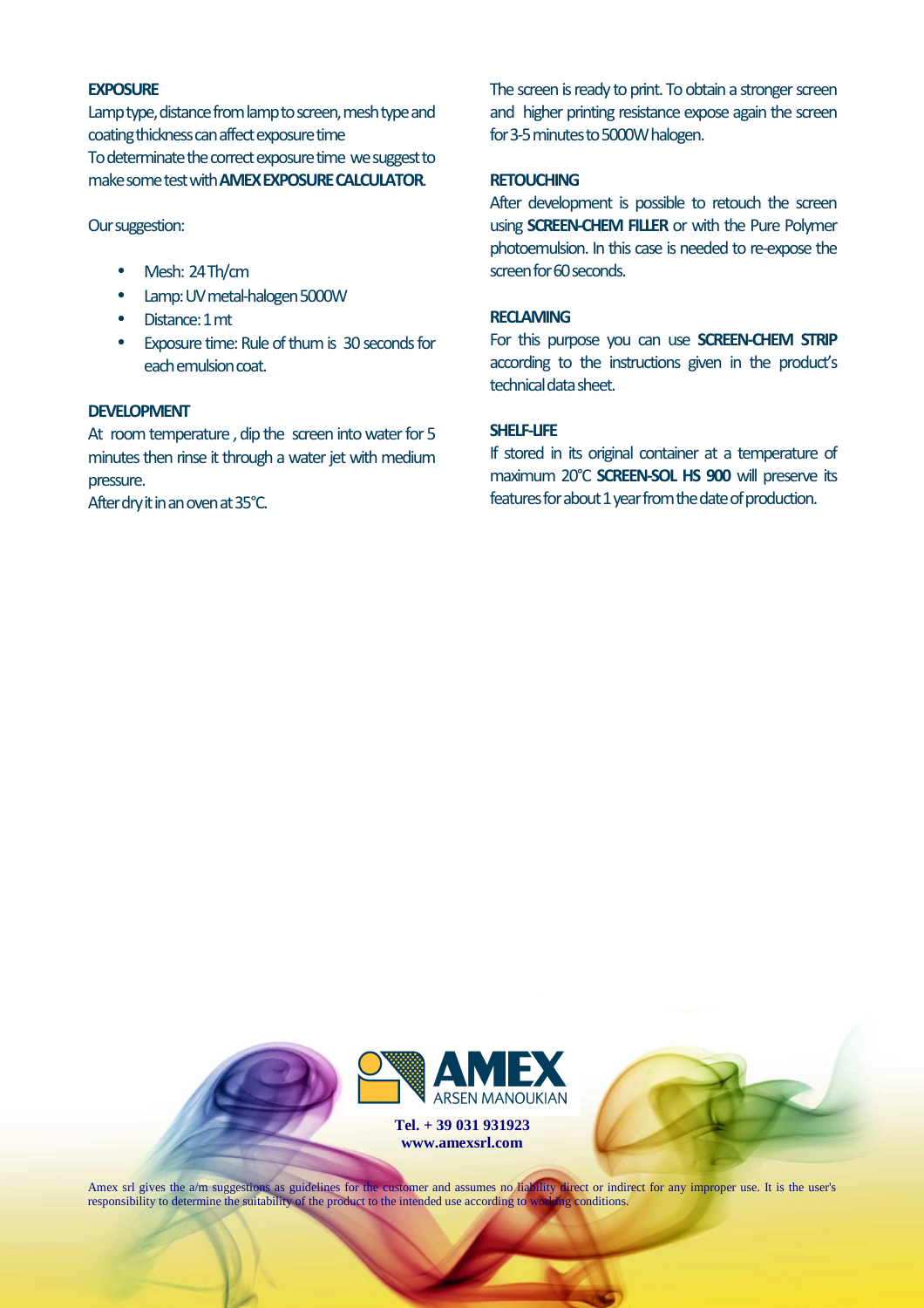**EXPOSURE**

Lamp type, distance from lamp to screen, mesh type and coating thickness can affect exposure time
To determinate the correct exposure time we suggest to make some test with **AMEX EXPOSURE CALCULATOR**.

Our suggestion:

- Mesh: 24 Th/cm
- Lamp: UV metal-halogen 5000W
- Distance: 1 mt
- Exposure time: Rule of thum is 30 seconds for each emulsion coat.

**DEVELOPMENT**

At room temperature , dip the screen into water for 5 minutes then rinse it through a water jet with medium pressure.
After dry it in an oven at 35°C.

The screen is ready to print. To obtain a stronger screen and higher printing resistance expose again the screen for 3-5 minutes to 5000W halogen.

**RETOUCHING**

After development is possible to retouch the screen using **SCREEN-CHEM FILLER** or with the Pure Polymer photoemulsion. In this case is needed to re-expose the screen for 60 seconds.

**RECLAIMING**

For this purpose you can use **SCREEN-CHEM STRIP** according to the instructions given in the product's technical data sheet.

**SHELF-LIFE**

If stored in its original container at a temperature of maximum 20°C **SCREEN-SOL HS 900** will preserve its features for about 1 year from the date of production.

AMEX
ARSEN MANOUKIAN

**Tel. + 39 031 931923**
**www.amexsrl.com**

Amex srl gives the a/m suggestions as guidelines for the customer and assumes no liability direct or indirect for any improper use. It is the user's responsibility to determine the suitability of the product to the intended use according to working conditions.